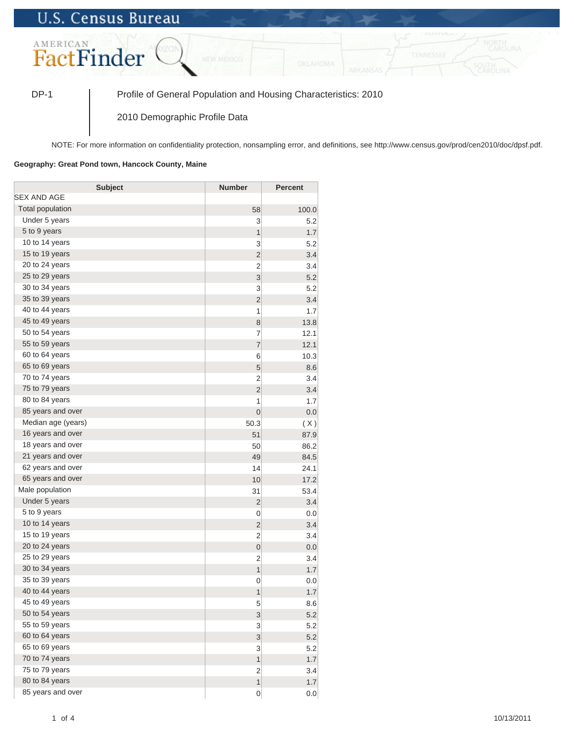U.S. Census Bureau

AMERICAN FactFinder

DP-1 | Profile of General Population and Housing Characteristics: 2010

2010 Demographic Profile Data

NOTE: For more information on confidentiality protection, nonsampling error, and definitions, see http://www.census.gov/prod/cen2010/doc/dpsf.pdf.

**Geography: Great Pond town, Hancock County, Maine**

| Subject | Number | Percent |
|---|---|---|
| SEX AND AGE | | |
| Total population | 58 | 100.0 |
| Under 5 years | 3 | 5.2 |
| 5 to 9 years | 1 | 1.7 |
| 10 to 14 years | 3 | 5.2 |
| 15 to 19 years | 2 | 3.4 |
| 20 to 24 years | 2 | 3.4 |
| 25 to 29 years | 3 | 5.2 |
| 30 to 34 years | 3 | 5.2 |
| 35 to 39 years | 2 | 3.4 |
| 40 to 44 years | 1 | 1.7 |
| 45 to 49 years | 8 | 13.8 |
| 50 to 54 years | 7 | 12.1 |
| 55 to 59 years | 7 | 12.1 |
| 60 to 64 years | 6 | 10.3 |
| 65 to 69 years | 5 | 8.6 |
| 70 to 74 years | 2 | 3.4 |
| 75 to 79 years | 2 | 3.4 |
| 80 to 84 years | 1 | 1.7 |
| 85 years and over | 0 | 0.0 |
| Median age (years) | 50.3 | ( X ) |
| 16 years and over | 51 | 87.9 |
| 18 years and over | 50 | 86.2 |
| 21 years and over | 49 | 84.5 |
| 62 years and over | 14 | 24.1 |
| 65 years and over | 10 | 17.2 |
| Male population | 31 | 53.4 |
| Under 5 years | 2 | 3.4 |
| 5 to 9 years | 0 | 0.0 |
| 10 to 14 years | 2 | 3.4 |
| 15 to 19 years | 2 | 3.4 |
| 20 to 24 years | 0 | 0.0 |
| 25 to 29 years | 2 | 3.4 |
| 30 to 34 years | 1 | 1.7 |
| 35 to 39 years | 0 | 0.0 |
| 40 to 44 years | 1 | 1.7 |
| 45 to 49 years | 5 | 8.6 |
| 50 to 54 years | 3 | 5.2 |
| 55 to 59 years | 3 | 5.2 |
| 60 to 64 years | 3 | 5.2 |
| 65 to 69 years | 3 | 5.2 |
| 70 to 74 years | 1 | 1.7 |
| 75 to 79 years | 2 | 3.4 |
| 80 to 84 years | 1 | 1.7 |
| 85 years and over | 0 | 0.0 |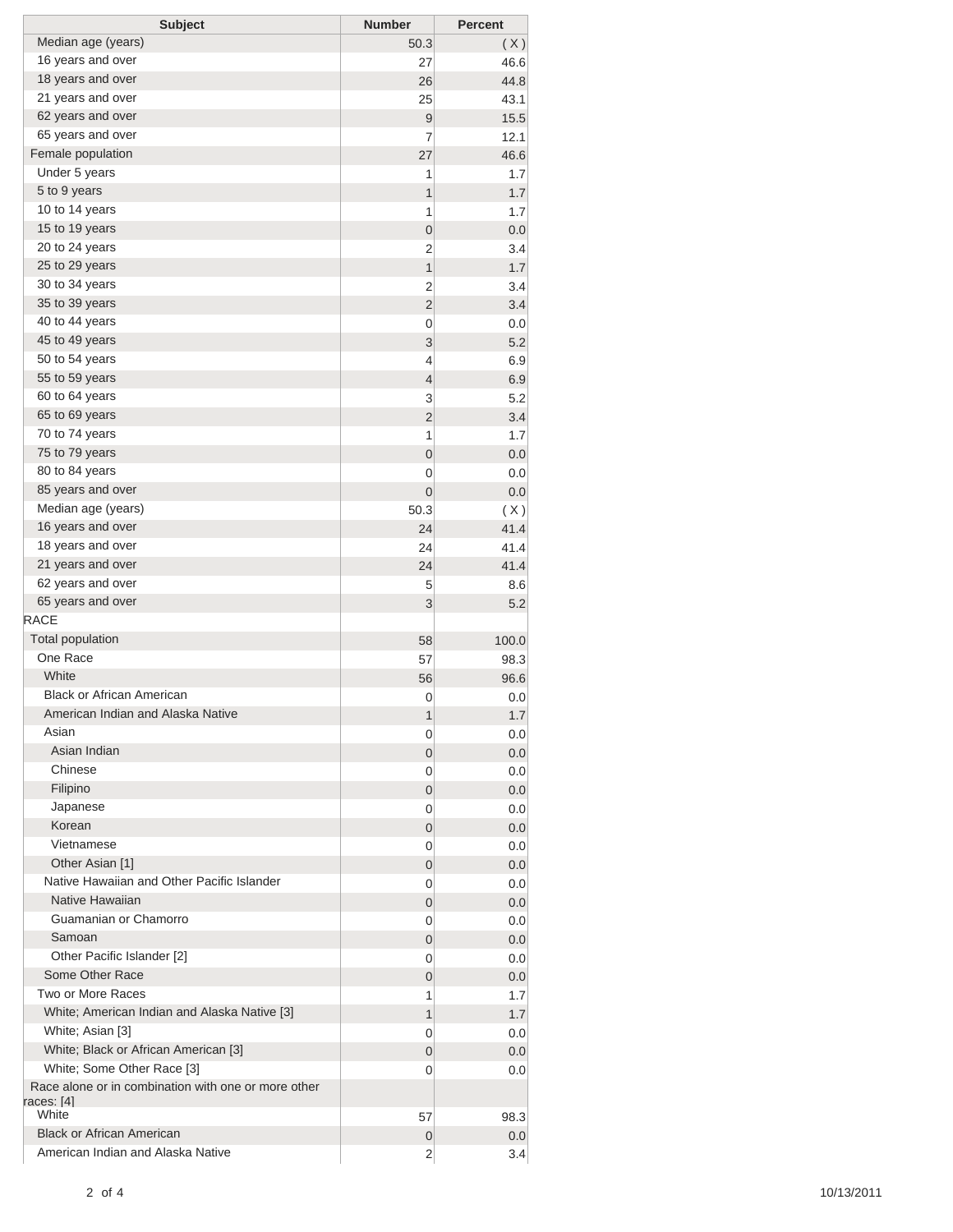| Subject | Number | Percent |
| --- | --- | --- |
| Median age (years) | 50.3 | ( X ) |
| 16 years and over | 27 | 46.6 |
| 18 years and over | 26 | 44.8 |
| 21 years and over | 25 | 43.1 |
| 62 years and over | 9 | 15.5 |
| 65 years and over | 7 | 12.1 |
| Female population | 27 | 46.6 |
| Under 5 years | 1 | 1.7 |
| 5 to 9 years | 1 | 1.7 |
| 10 to 14 years | 1 | 1.7 |
| 15 to 19 years | 0 | 0.0 |
| 20 to 24 years | 2 | 3.4 |
| 25 to 29 years | 1 | 1.7 |
| 30 to 34 years | 2 | 3.4 |
| 35 to 39 years | 2 | 3.4 |
| 40 to 44 years | 0 | 0.0 |
| 45 to 49 years | 3 | 5.2 |
| 50 to 54 years | 4 | 6.9 |
| 55 to 59 years | 4 | 6.9 |
| 60 to 64 years | 3 | 5.2 |
| 65 to 69 years | 2 | 3.4 |
| 70 to 74 years | 1 | 1.7 |
| 75 to 79 years | 0 | 0.0 |
| 80 to 84 years | 0 | 0.0 |
| 85 years and over | 0 | 0.0 |
| Median age (years) | 50.3 | ( X ) |
| 16 years and over | 24 | 41.4 |
| 18 years and over | 24 | 41.4 |
| 21 years and over | 24 | 41.4 |
| 62 years and over | 5 | 8.6 |
| 65 years and over | 3 | 5.2 |
| RACE | | |
| Total population | 58 | 100.0 |
| One Race | 57 | 98.3 |
| White | 56 | 96.6 |
| Black or African American | 0 | 0.0 |
| American Indian and Alaska Native | 1 | 1.7 |
| Asian | 0 | 0.0 |
| Asian Indian | 0 | 0.0 |
| Chinese | 0 | 0.0 |
| Filipino | 0 | 0.0 |
| Japanese | 0 | 0.0 |
| Korean | 0 | 0.0 |
| Vietnamese | 0 | 0.0 |
| Other Asian [1] | 0 | 0.0 |
| Native Hawaiian and Other Pacific Islander | 0 | 0.0 |
| Native Hawaiian | 0 | 0.0 |
| Guamanian or Chamorro | 0 | 0.0 |
| Samoan | 0 | 0.0 |
| Other Pacific Islander [2] | 0 | 0.0 |
| Some Other Race | 0 | 0.0 |
| Two or More Races | 1 | 1.7 |
| White; American Indian and Alaska Native [3] | 1 | 1.7 |
| White; Asian [3] | 0 | 0.0 |
| White; Black or African American [3] | 0 | 0.0 |
| White; Some Other Race [3] | 0 | 0.0 |
| Race alone or in combination with one or more other races: [4] | | |
| White | 57 | 98.3 |
| Black or African American | 0 | 0.0 |
| American Indian and Alaska Native | 2 | 3.4 |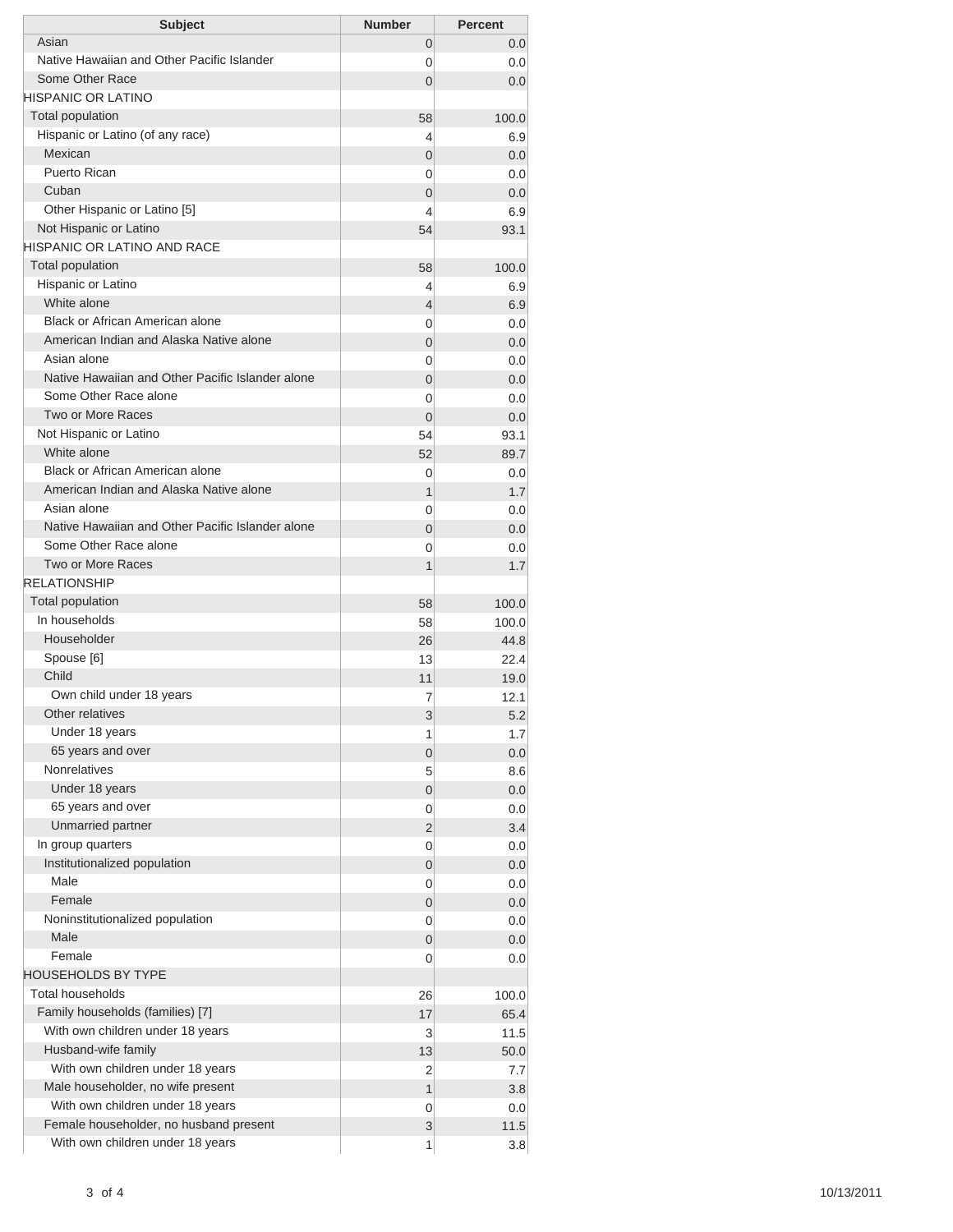| Subject | Number | Percent |
| --- | --- | --- |
| Asian | 0 | 0.0 |
| Native Hawaiian and Other Pacific Islander | 0 | 0.0 |
| Some Other Race | 0 | 0.0 |
| HISPANIC OR LATINO | | |
| Total population | 58 | 100.0 |
| Hispanic or Latino (of any race) | 4 | 6.9 |
| Mexican | 0 | 0.0 |
| Puerto Rican | 0 | 0.0 |
| Cuban | 0 | 0.0 |
| Other Hispanic or Latino [5] | 4 | 6.9 |
| Not Hispanic or Latino | 54 | 93.1 |
| HISPANIC OR LATINO AND RACE | | |
| Total population | 58 | 100.0 |
| Hispanic or Latino | 4 | 6.9 |
| White alone | 4 | 6.9 |
| Black or African American alone | 0 | 0.0 |
| American Indian and Alaska Native alone | 0 | 0.0 |
| Asian alone | 0 | 0.0 |
| Native Hawaiian and Other Pacific Islander alone | 0 | 0.0 |
| Some Other Race alone | 0 | 0.0 |
| Two or More Races | 0 | 0.0 |
| Not Hispanic or Latino | 54 | 93.1 |
| White alone | 52 | 89.7 |
| Black or African American alone | 0 | 0.0 |
| American Indian and Alaska Native alone | 1 | 1.7 |
| Asian alone | 0 | 0.0 |
| Native Hawaiian and Other Pacific Islander alone | 0 | 0.0 |
| Some Other Race alone | 0 | 0.0 |
| Two or More Races | 1 | 1.7 |
| RELATIONSHIP | | |
| Total population | 58 | 100.0 |
| In households | 58 | 100.0 |
| Householder | 26 | 44.8 |
| Spouse [6] | 13 | 22.4 |
| Child | 11 | 19.0 |
| Own child under 18 years | 7 | 12.1 |
| Other relatives | 3 | 5.2 |
| Under 18 years | 1 | 1.7 |
| 65 years and over | 0 | 0.0 |
| Nonrelatives | 5 | 8.6 |
| Under 18 years | 0 | 0.0 |
| 65 years and over | 0 | 0.0 |
| Unmarried partner | 2 | 3.4 |
| In group quarters | 0 | 0.0 |
| Institutionalized population | 0 | 0.0 |
| Male | 0 | 0.0 |
| Female | 0 | 0.0 |
| Noninstitutionalized population | 0 | 0.0 |
| Male | 0 | 0.0 |
| Female | 0 | 0.0 |
| HOUSEHOLDS BY TYPE | | |
| Total households | 26 | 100.0 |
| Family households (families) [7] | 17 | 65.4 |
| With own children under 18 years | 3 | 11.5 |
| Husband-wife family | 13 | 50.0 |
| With own children under 18 years | 2 | 7.7 |
| Male householder, no wife present | 1 | 3.8 |
| With own children under 18 years | 0 | 0.0 |
| Female householder, no husband present | 3 | 11.5 |
| With own children under 18 years | 1 | 3.8 |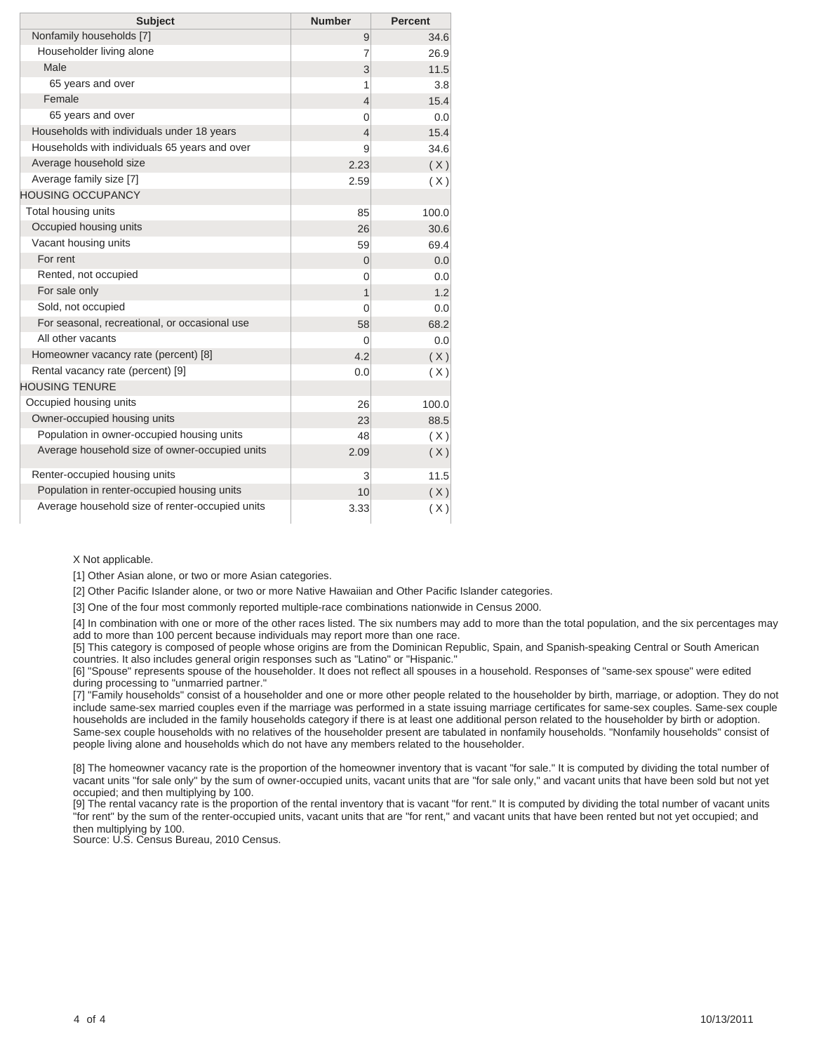| Subject | Number | Percent |
|---|---|---|
| Nonfamily households [7] | 9 | 34.6 |
| Householder living alone | 7 | 26.9 |
| Male | 3 | 11.5 |
| 65 years and over | 1 | 3.8 |
| Female | 4 | 15.4 |
| 65 years and over | 0 | 0.0 |
| Households with individuals under 18 years | 4 | 15.4 |
| Households with individuals 65 years and over | 9 | 34.6 |
| Average household size | 2.23 | ( X ) |
| Average family size [7] | 2.59 | ( X ) |
| HOUSING OCCUPANCY | | |
| Total housing units | 85 | 100.0 |
| Occupied housing units | 26 | 30.6 |
| Vacant housing units | 59 | 69.4 |
| For rent | 0 | 0.0 |
| Rented, not occupied | 0 | 0.0 |
| For sale only | 1 | 1.2 |
| Sold, not occupied | 0 | 0.0 |
| For seasonal, recreational, or occasional use | 58 | 68.2 |
| All other vacants | 0 | 0.0 |
| Homeowner vacancy rate (percent) [8] | 4.2 | ( X ) |
| Rental vacancy rate (percent) [9] | 0.0 | ( X ) |
| HOUSING TENURE | | |
| Occupied housing units | 26 | 100.0 |
| Owner-occupied housing units | 23 | 88.5 |
| Population in owner-occupied housing units | 48 | ( X ) |
| Average household size of owner-occupied units | 2.09 | ( X ) |
| Renter-occupied housing units | 3 | 11.5 |
| Population in renter-occupied housing units | 10 | ( X ) |
| Average household size of renter-occupied units | 3.33 | ( X ) |

X Not applicable.

[1] Other Asian alone, or two or more Asian categories.

[2] Other Pacific Islander alone, or two or more Native Hawaiian and Other Pacific Islander categories.

[3] One of the four most commonly reported multiple-race combinations nationwide in Census 2000.

[4] In combination with one or more of the other races listed. The six numbers may add to more than the total population, and the six percentages may add to more than 100 percent because individuals may report more than one race.

[5] This category is composed of people whose origins are from the Dominican Republic, Spain, and Spanish-speaking Central or South American countries. It also includes general origin responses such as "Latino" or "Hispanic."

[6] "Spouse" represents spouse of the householder. It does not reflect all spouses in a household. Responses of "same-sex spouse" were edited during processing to "unmarried partner."

[7] "Family households" consist of a householder and one or more other people related to the householder by birth, marriage, or adoption. They do not include same-sex married couples even if the marriage was performed in a state issuing marriage certificates for same-sex couples. Same-sex couple households are included in the family households category if there is at least one additional person related to the householder by birth or adoption. Same-sex couple households with no relatives of the householder present are tabulated in nonfamily households. "Nonfamily households" consist of people living alone and households which do not have any members related to the householder.

[8] The homeowner vacancy rate is the proportion of the homeowner inventory that is vacant "for sale." It is computed by dividing the total number of vacant units "for sale only" by the sum of owner-occupied units, vacant units that are "for sale only," and vacant units that have been sold but not yet occupied; and then multiplying by 100.

[9] The rental vacancy rate is the proportion of the rental inventory that is vacant "for rent." It is computed by dividing the total number of vacant units "for rent" by the sum of the renter-occupied units, vacant units that are "for rent," and vacant units that have been rented but not yet occupied; and then multiplying by 100.

Source: U.S. Census Bureau, 2010 Census.